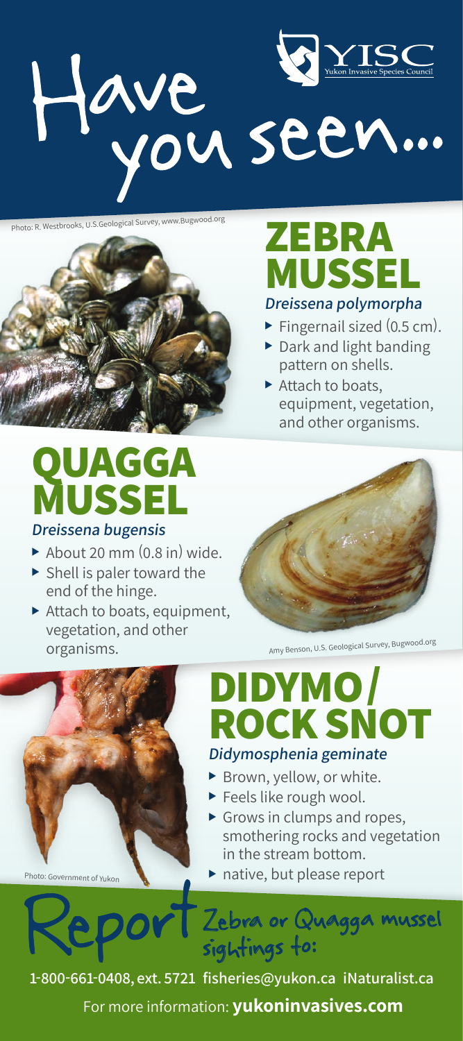# Have you seen...

YISC Yukon Invasive Species Council

Photo: R. Westbrooks, U.S.Geological Survey, www.Bugwood.org

## ZEBRA MUSSEL

***Dreissena polymorpha***

- Fingernail sized (0.5 cm).
- Dark and light banding pattern on shells.
- Attach to boats, equipment, vegetation, and other organisms.

## QUAGGA MUSSEL

***Dreissena bugensis***

- About 20 mm (0.8 in) wide.
- Shell is paler toward the end of the hinge.
- Attach to boats, equipment, vegetation, and other organisms.

Amy Benson, U.S. Geological Survey, Bugwood.org

## DIDYMO/ ROCK SNOT

***Didymosphenia geminate***

- Brown, yellow, or white.
- Feels like rough wool.
- Grows in clumps and ropes, smothering rocks and vegetation in the stream bottom.
- native, but please report

Photo: Government of Yukon

# Report Zebra or Quagga mussel sightings to:

**1-800-661-0408, ext. 5721 fisheries@yukon.ca iNaturalist.ca**

For more information: **yukoninvasives.com**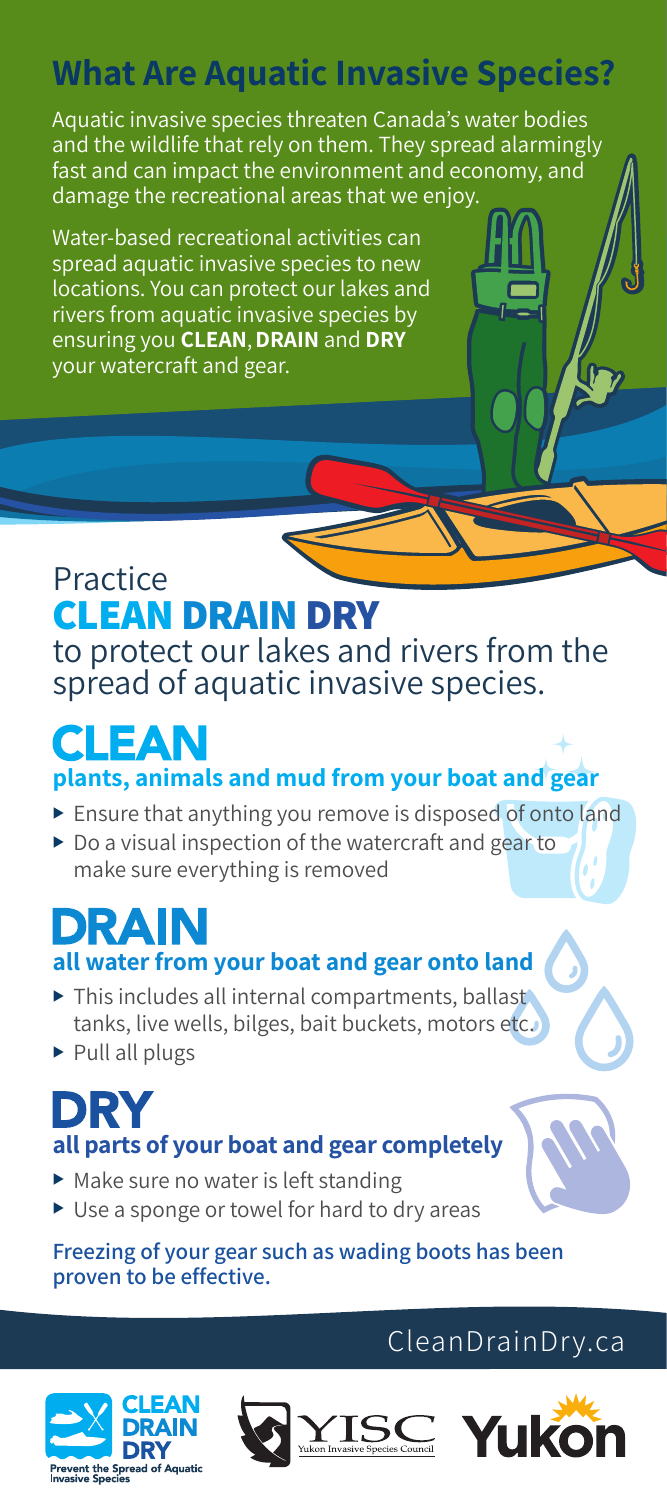# What Are Aquatic Invasive Species?

Aquatic invasive species threaten Canada's water bodies and the wildlife that rely on them. They spread alarmingly fast and can impact the environment and economy, and damage the recreational areas that we enjoy.

Water-based recreational activities can spread aquatic invasive species to new locations. You can protect our lakes and rivers from aquatic invasive species by ensuring you **CLEAN**, **DRAIN** and **DRY** your watercraft and gear.

## Practice **CLEAN DRAIN DRY** to protect our lakes and rivers from the spread of aquatic invasive species.

## CLEAN

### plants, animals and mud from your boat and gear

- Ensure that anything you remove is disposed of onto land
- Do a visual inspection of the watercraft and gear to make sure everything is removed

## DRAIN

### all water from your boat and gear onto land

- This includes all internal compartments, ballast tanks, live wells, bilges, bait buckets, motors etc.
- Pull all plugs

## DRY

### all parts of your boat and gear completely

- Make sure no water is left standing
- Use a sponge or towel for hard to dry areas

**Freezing of your gear such as wading boots has been proven to be effective.**

CleanDrainDry.ca

CLEAN DRAIN DRY – Prevent the Spread of Aquatic Invasive Species

YISC – Yukon Invasive Species Council

Yukon